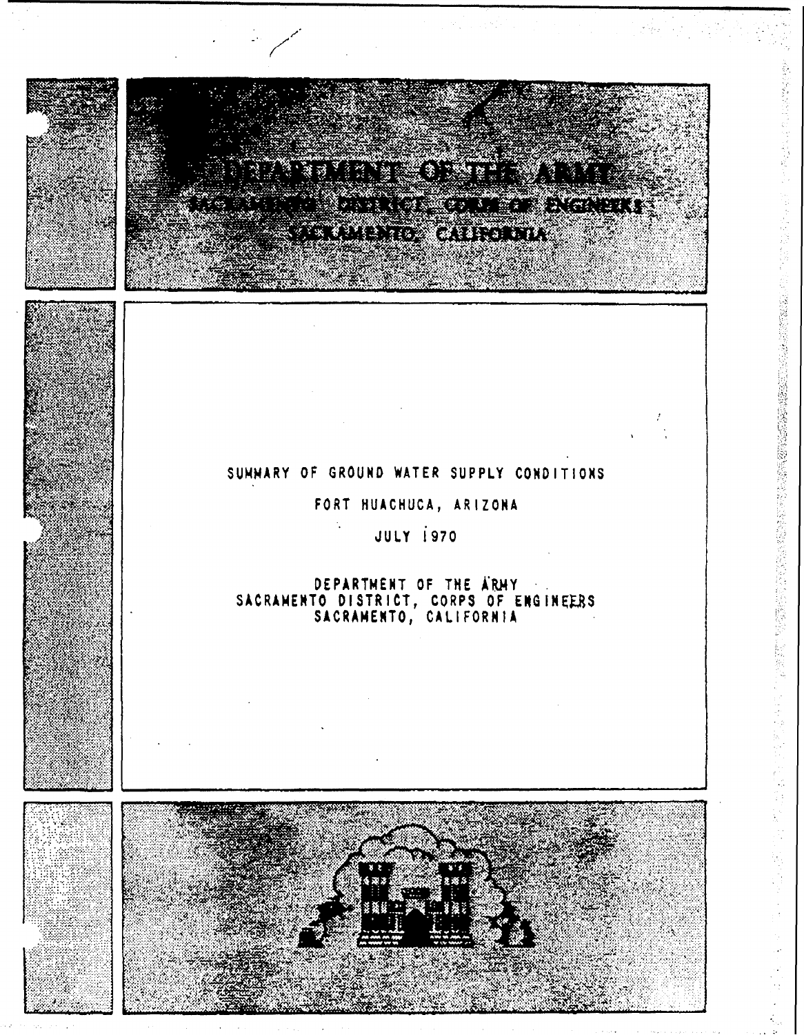# DEPARTMENT OF THE ARMY

## SACRAMENTO DISTRICT, CORPS OF ENGINEERS

## SACRAMENTO, CALIFORNIA

SUMMARY OF GROUND WATER SUPPLY CONDITIONS

FORT HUACHUCA, ARIZONA

JULY 1970

DEPARTMENT OF THE ARMY
SACRAMENTO DISTRICT, CORPS OF ENGINEERS
SACRAMENTO, CALIFORNIA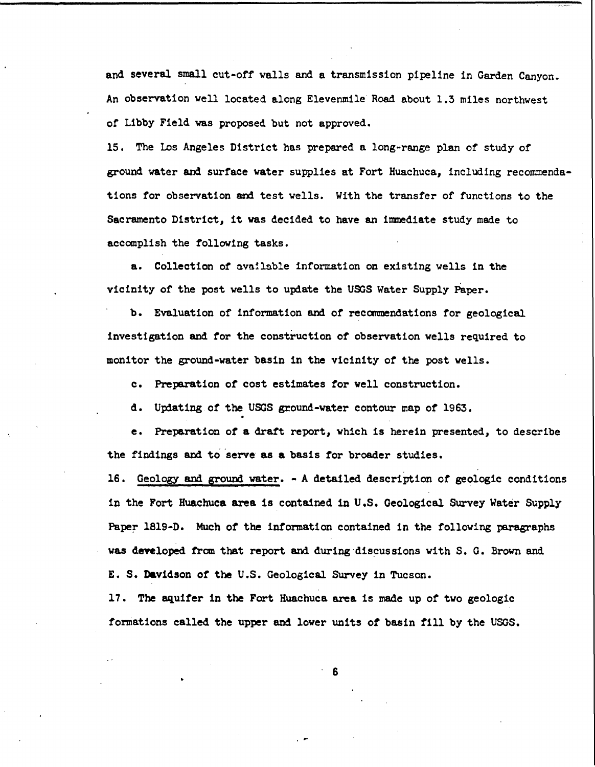and several small cut-off walls and a transmission pipeline in Garden Canyon. An observation well located along Elevenmile Road about 1.3 miles northwest of Libby Field was proposed but not approved.

15. The Los Angeles District has prepared a long-range plan of study of ground water and surface water supplies at Fort Huachuca, including recommendations for observation and test wells. With the transfer of functions to the Sacramento District, it was decided to have an immediate study made to accomplish the following tasks.

a. Collection of available information on existing wells in the vicinity of the post wells to update the USGS Water Supply Paper.

b. Evaluation of information and of recommendations for geological investigation and for the construction of observation wells required to monitor the ground-water basin in the vicinity of the post wells.

c. Preparation of cost estimates for well construction.

d. Updating of the USGS ground-water contour map of 1963.

e. Preparation of a draft report, which is herein presented, to describe the findings and to serve as a basis for broader studies.

16. Geology and ground water. - A detailed description of geologic conditions in the Fort Huachuca area is contained in U.S. Geological Survey Water Supply Paper 1819-D. Much of the information contained in the following paragraphs was developed from that report and during discussions with S. G. Brown and E. S. Davidson of the U.S. Geological Survey in Tucson.

17. The aquifer in the Fort Huachuca area is made up of two geologic formations called the upper and lower units of basin fill by the USGS.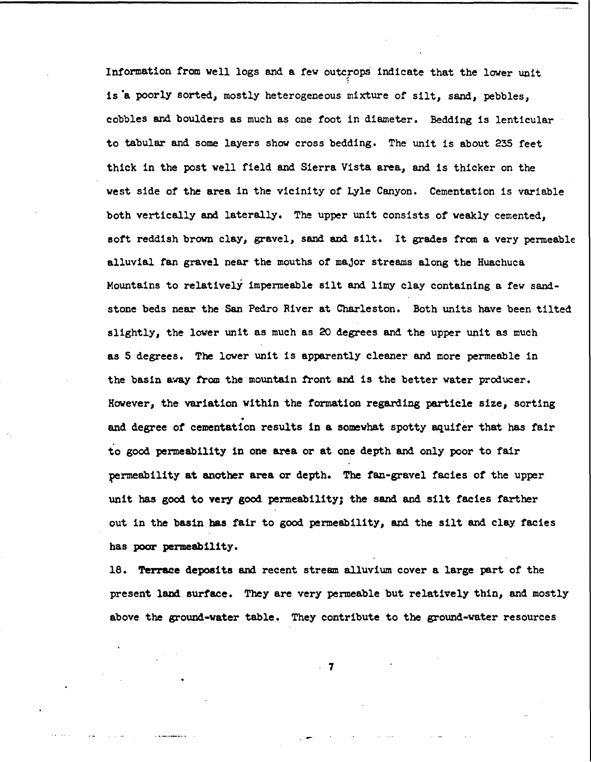Information from well logs and a few outcrops indicate that the lower unit is a poorly sorted, mostly heterogeneous mixture of silt, sand, pebbles, cobbles and boulders as much as one foot in diameter. Bedding is lenticular to tabular and some layers show cross bedding. The unit is about 235 feet thick in the post well field and Sierra Vista area, and is thicker on the west side of the area in the vicinity of Lyle Canyon. Cementation is variable both vertically and laterally. The upper unit consists of weakly cemented, soft reddish brown clay, gravel, sand and silt. It grades from a very permeable alluvial fan gravel near the mouths of major streams along the Huachuca Mountains to relatively impermeable silt and limy clay containing a few sandstone beds near the San Pedro River at Charleston. Both units have been tilted slightly, the lower unit as much as 20 degrees and the upper unit as much as 5 degrees. The lower unit is apparently cleaner and more permeable in the basin away from the mountain front and is the better water producer. However, the variation within the formation regarding particle size, sorting and degree of cementation results in a somewhat spotty aquifer that has fair to good permeability in one area or at one depth and only poor to fair permeability at another area or depth. The fan-gravel facies of the upper unit has good to very good permeability; the sand and silt facies farther out in the basin has fair to good permeability, and the silt and clay facies has poor permeability.

18. Terrace deposits and recent stream alluvium cover a large part of the present land surface. They are very permeable but relatively thin, and mostly above the ground-water table. They contribute to the ground-water resources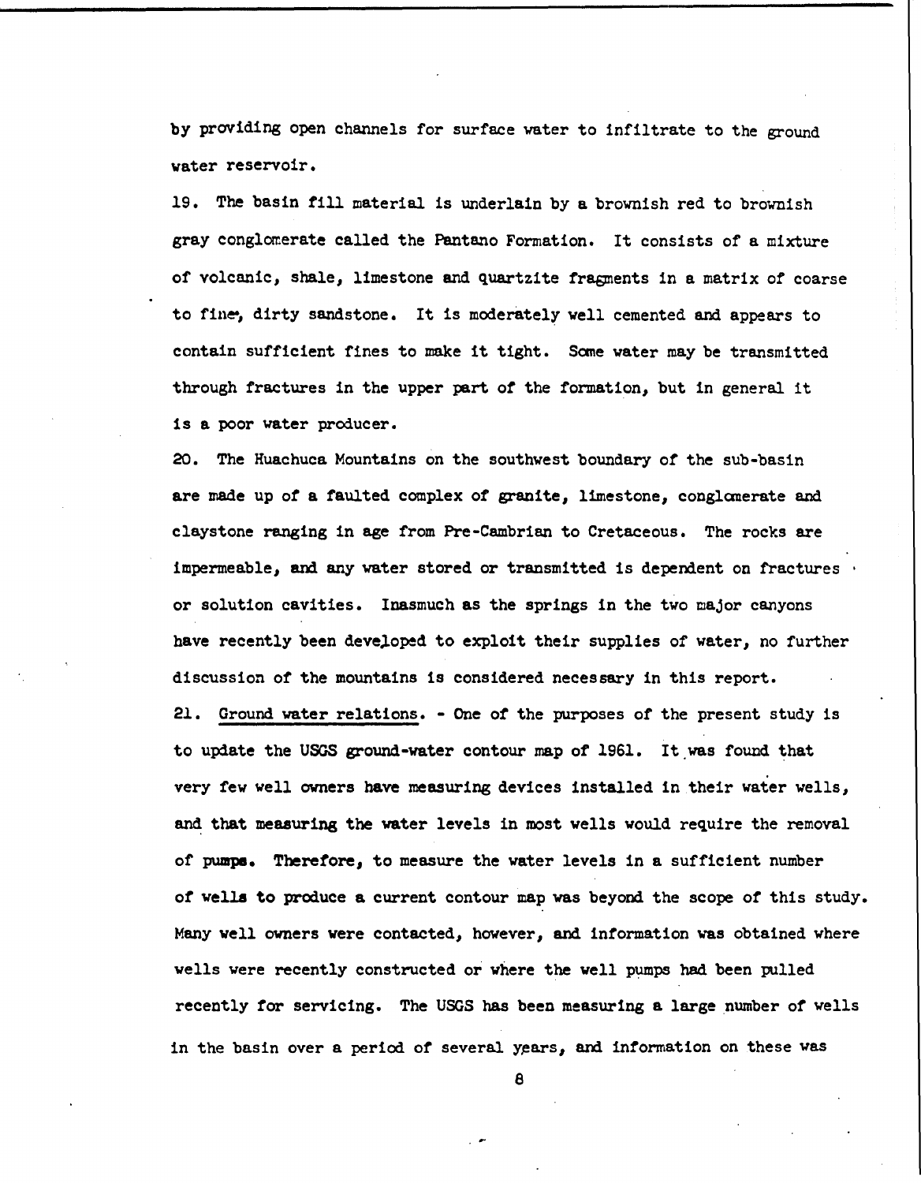by providing open channels for surface water to infiltrate to the ground water reservoir.

19. The basin fill material is underlain by a brownish red to brownish gray conglomerate called the Pantano Formation. It consists of a mixture of volcanic, shale, limestone and quartzite fragments in a matrix of coarse to fine, dirty sandstone. It is moderately well cemented and appears to contain sufficient fines to make it tight. Some water may be transmitted through fractures in the upper part of the formation, but in general it is a poor water producer.

20. The Huachuca Mountains on the southwest boundary of the sub-basin are made up of a faulted complex of granite, limestone, conglomerate and claystone ranging in age from Pre-Cambrian to Cretaceous. The rocks are impermeable, and any water stored or transmitted is dependent on fractures or solution cavities. Inasmuch as the springs in the two major canyons have recently been developed to exploit their supplies of water, no further discussion of the mountains is considered necessary in this report.

21. Ground water relations. - One of the purposes of the present study is to update the USGS ground-water contour map of 1961. It was found that very few well owners have measuring devices installed in their water wells, and that measuring the water levels in most wells would require the removal of pumps. Therefore, to measure the water levels in a sufficient number of wells to produce a current contour map was beyond the scope of this study. Many well owners were contacted, however, and information was obtained where wells were recently constructed or where the well pumps had been pulled recently for servicing. The USGS has been measuring a large number of wells in the basin over a period of several years, and information on these was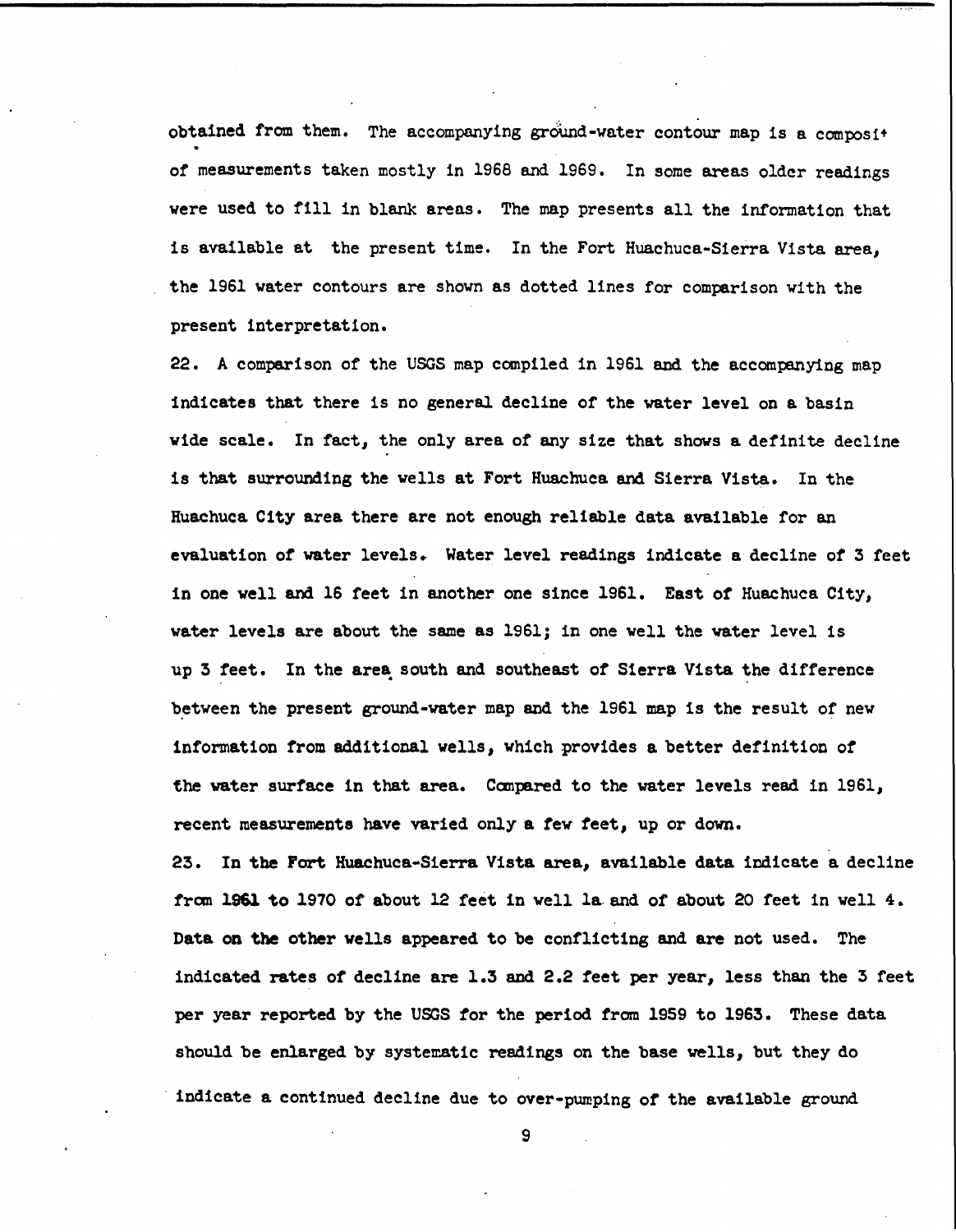obtained from them. The accompanying ground-water contour map is a composit of measurements taken mostly in 1968 and 1969. In some areas older readings were used to fill in blank areas. The map presents all the information that is available at the present time. In the Fort Huachuca-Sierra Vista area, the 1961 water contours are shown as dotted lines for comparison with the present interpretation.

22. A comparison of the USGS map compiled in 1961 and the accompanying map indicates that there is no general decline of the water level on a basin wide scale. In fact, the only area of any size that shows a definite decline is that surrounding the wells at Fort Huachuca and Sierra Vista. In the Huachuca City area there are not enough reliable data available for an evaluation of water levels. Water level readings indicate a decline of 3 feet in one well and 16 feet in another one since 1961. East of Huachuca City, water levels are about the same as 1961; in one well the water level is up 3 feet. In the area south and southeast of Sierra Vista the difference between the present ground-water map and the 1961 map is the result of new information from additional wells, which provides a better definition of the water surface in that area. Compared to the water levels read in 1961, recent measurements have varied only a few feet, up or down.

23. In the Fort Huachuca-Sierra Vista area, available data indicate a decline from 1961 to 1970 of about 12 feet in well 1a and of about 20 feet in well 4. Data on the other wells appeared to be conflicting and are not used. The indicated rates of decline are 1.3 and 2.2 feet per year, less than the 3 feet per year reported by the USGS for the period from 1959 to 1963. These data should be enlarged by systematic readings on the base wells, but they do indicate a continued decline due to over-pumping of the available ground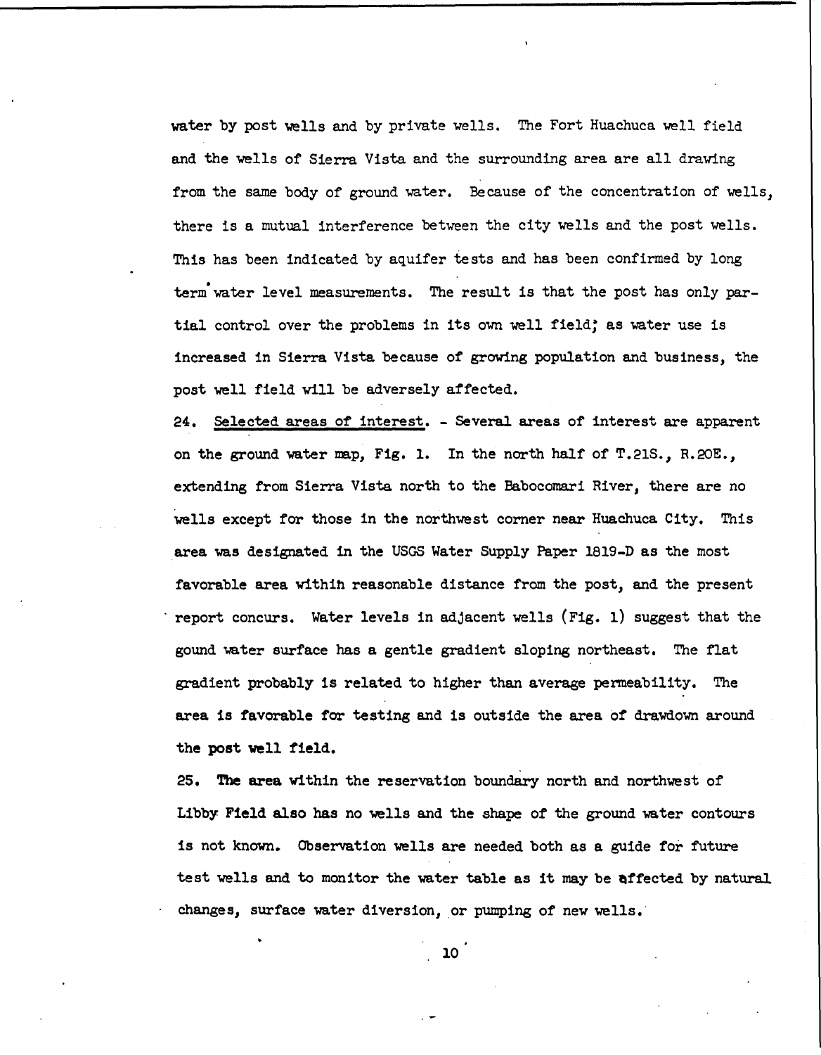water by post wells and by private wells. The Fort Huachuca well field and the wells of Sierra Vista and the surrounding area are all drawing from the same body of ground water. Because of the concentration of wells, there is a mutual interference between the city wells and the post wells. This has been indicated by aquifer tests and has been confirmed by long term water level measurements. The result is that the post has only partial control over the problems in its own well field; as water use is increased in Sierra Vista because of growing population and business, the post well field will be adversely affected.

24. Selected areas of interest. - Several areas of interest are apparent on the ground water map, Fig. 1. In the north half of T.21S., R.20E., extending from Sierra Vista north to the Babocomari River, there are no wells except for those in the northwest corner near Huachuca City. This area was designated in the USGS Water Supply Paper 1819-D as the most favorable area within reasonable distance from the post, and the present report concurs. Water levels in adjacent wells (Fig. 1) suggest that the gound water surface has a gentle gradient sloping northeast. The flat gradient probably is related to higher than average permeability. The area is favorable for testing and is outside the area of drawdown around the post well field.

25. The area within the reservation boundary north and northwest of Libby Field also has no wells and the shape of the ground water contours is not known. Observation wells are needed both as a guide for future test wells and to monitor the water table as it may be affected by natural changes, surface water diversion, or pumping of new wells.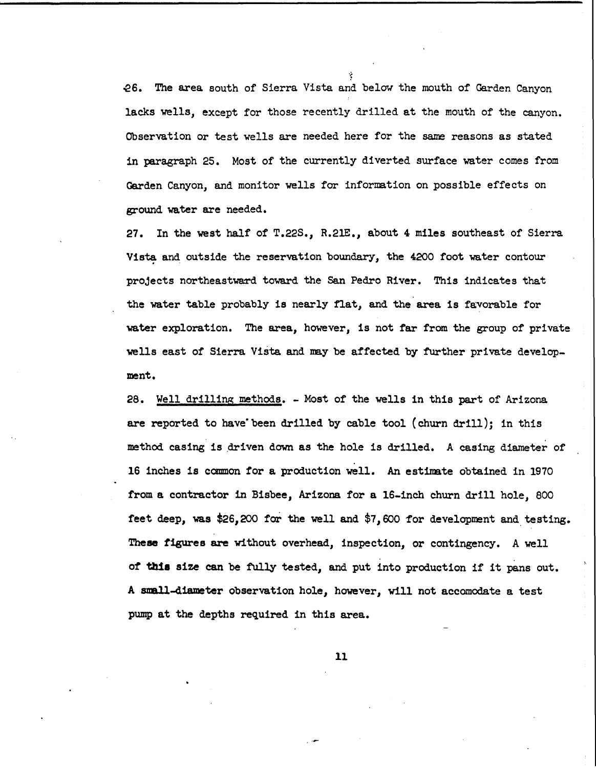26. The area south of Sierra Vista and below the mouth of Garden Canyon lacks wells, except for those recently drilled at the mouth of the canyon. Observation or test wells are needed here for the same reasons as stated in paragraph 25. Most of the currently diverted surface water comes from Garden Canyon, and monitor wells for information on possible effects on ground water are needed.

27. In the west half of T.22S., R.21E., about 4 miles southeast of Sierra Vista and outside the reservation boundary, the 4200 foot water contour projects northeastward toward the San Pedro River. This indicates that the water table probably is nearly flat, and the area is favorable for water exploration. The area, however, is not far from the group of private wells east of Sierra Vista and may be affected by further private development.

28. Well drilling methods. - Most of the wells in this part of Arizona are reported to have been drilled by cable tool (churn drill); in this method casing is driven down as the hole is drilled. A casing diameter of 16 inches is common for a production well. An estimate obtained in 1970 from a contractor in Bisbee, Arizona for a 16-inch churn drill hole, 800 feet deep, was $26,200 for the well and $7,600 for development and testing. These figures are without overhead, inspection, or contingency. A well of this size can be fully tested, and put into production if it pans out. A small-diameter observation hole, however, will not accomodate a test pump at the depths required in this area.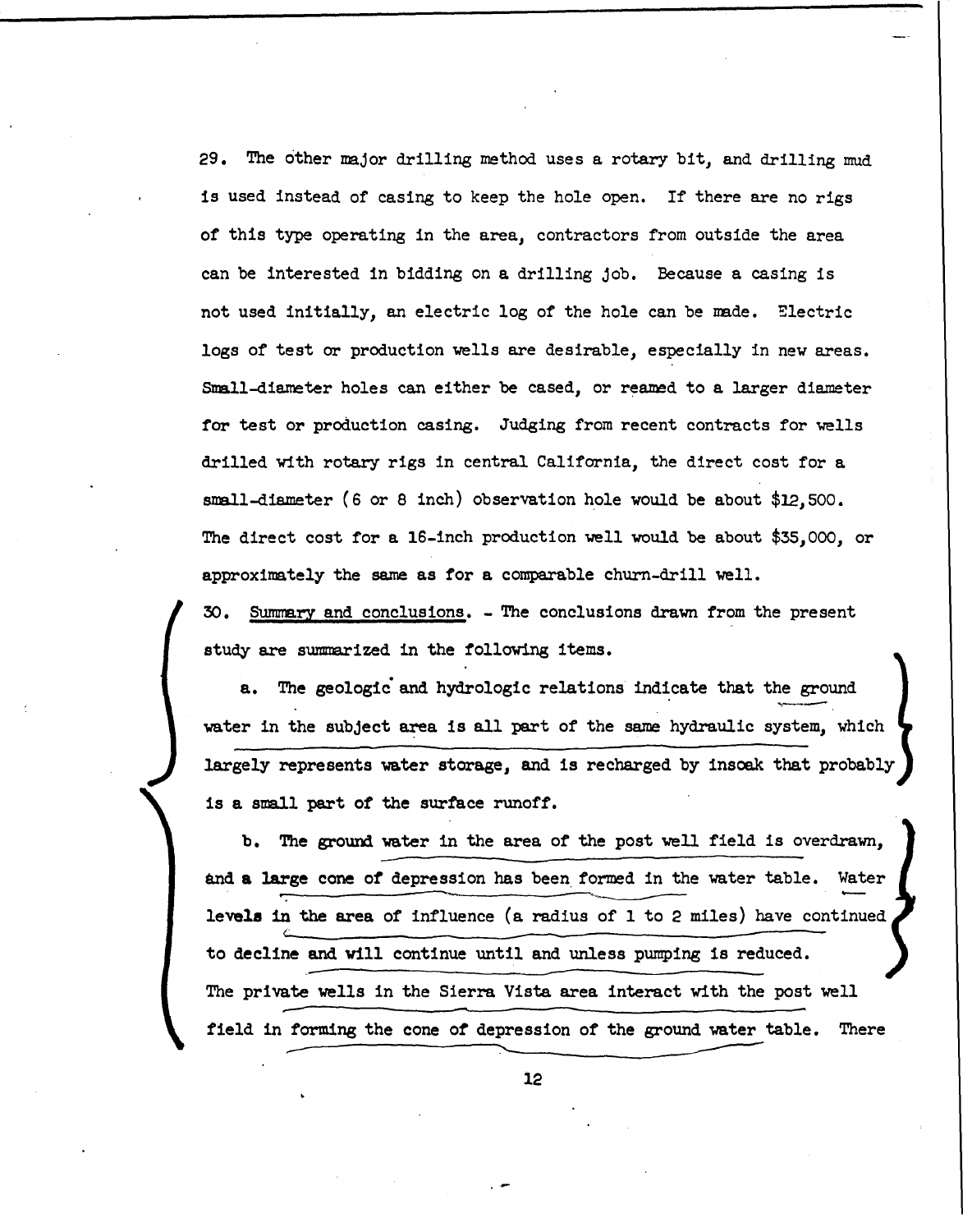29. The other major drilling method uses a rotary bit, and drilling mud is used instead of casing to keep the hole open. If there are no rigs of this type operating in the area, contractors from outside the area can be interested in bidding on a drilling job. Because a casing is not used initially, an electric log of the hole can be made. Electric logs of test or production wells are desirable, especially in new areas. Small-diameter holes can either be cased, or reamed to a larger diameter for test or production casing. Judging from recent contracts for wells drilled with rotary rigs in central California, the direct cost for a small-diameter (6 or 8 inch) observation hole would be about $12,500. The direct cost for a 16-inch production well would be about $35,000, or approximately the same as for a comparable churn-drill well.

30. Summary and conclusions. - The conclusions drawn from the present study are summarized in the following items.

a. The geologic and hydrologic relations indicate that the ground water in the subject area is all part of the same hydraulic system, which largely represents water storage, and is recharged by insoak that probably is a small part of the surface runoff.

b. The ground water in the area of the post well field is overdrawn, and a large cone of depression has been formed in the water table. Water levels in the area of influence (a radius of 1 to 2 miles) have continued to decline and will continue until and unless pumping is reduced. The private wells in the Sierra Vista area interact with the post well field in forming the cone of depression of the ground water table. There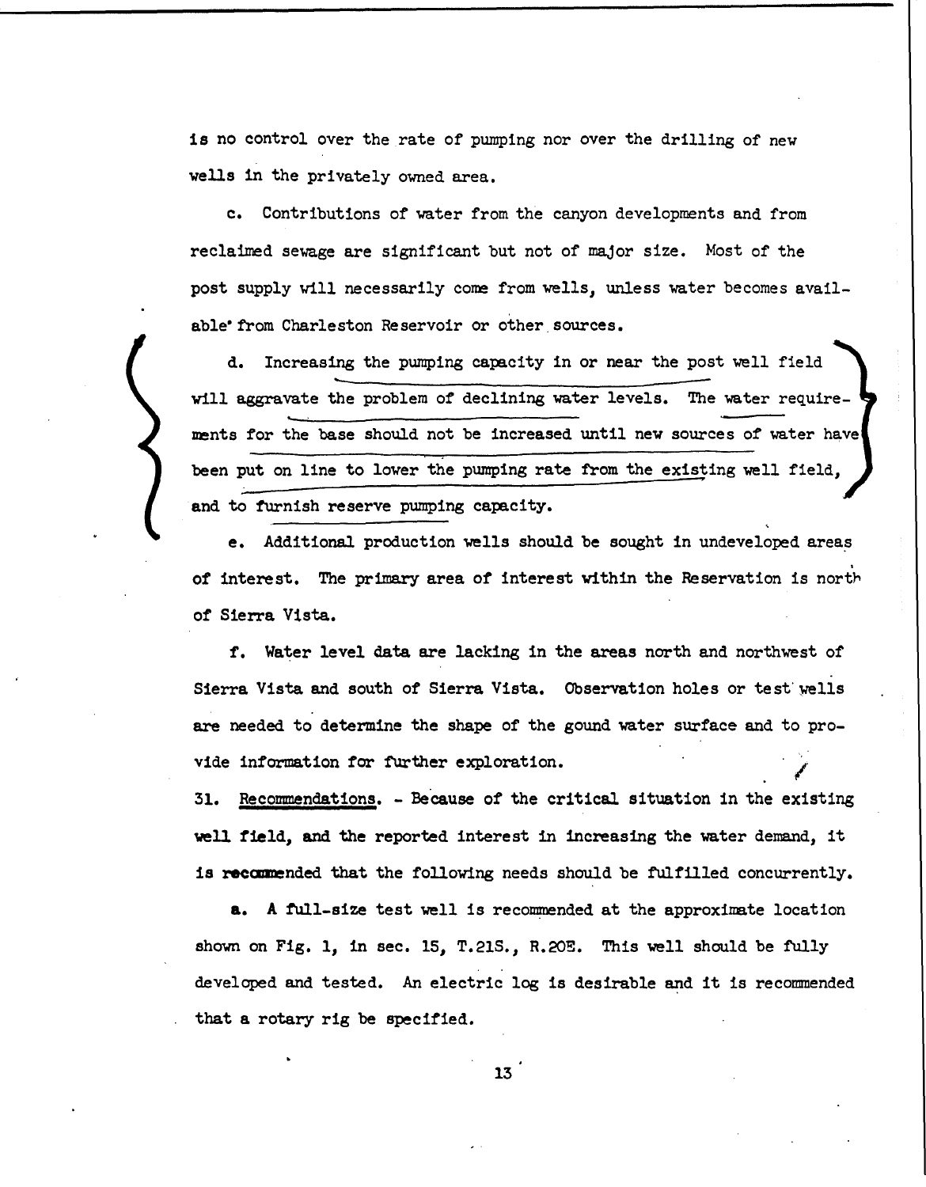is no control over the rate of pumping nor over the drilling of new wells in the privately owned area.

c. Contributions of water from the canyon developments and from reclaimed sewage are significant but not of major size. Most of the post supply will necessarily come from wells, unless water becomes available from Charleston Reservoir or other sources.

d. Increasing the pumping capacity in or near the post well field will aggravate the problem of declining water levels. The water requirements for the base should not be increased until new sources of water have been put on line to lower the pumping rate from the existing well field, and to furnish reserve pumping capacity.

e. Additional production wells should be sought in undeveloped areas of interest. The primary area of interest within the Reservation is north of Sierra Vista.

f. Water level data are lacking in the areas north and northwest of Sierra Vista and south of Sierra Vista. Observation holes or test wells are needed to determine the shape of the gound water surface and to provide information for further exploration.

31. Recommendations. - Because of the critical situation in the existing well field, and the reported interest in increasing the water demand, it is recommended that the following needs should be fulfilled concurrently.

a. A full-size test well is recommended at the approximate location shown on Fig. 1, in sec. 15, T.21S., R.20E. This well should be fully developed and tested. An electric log is desirable and it is recommended that a rotary rig be specified.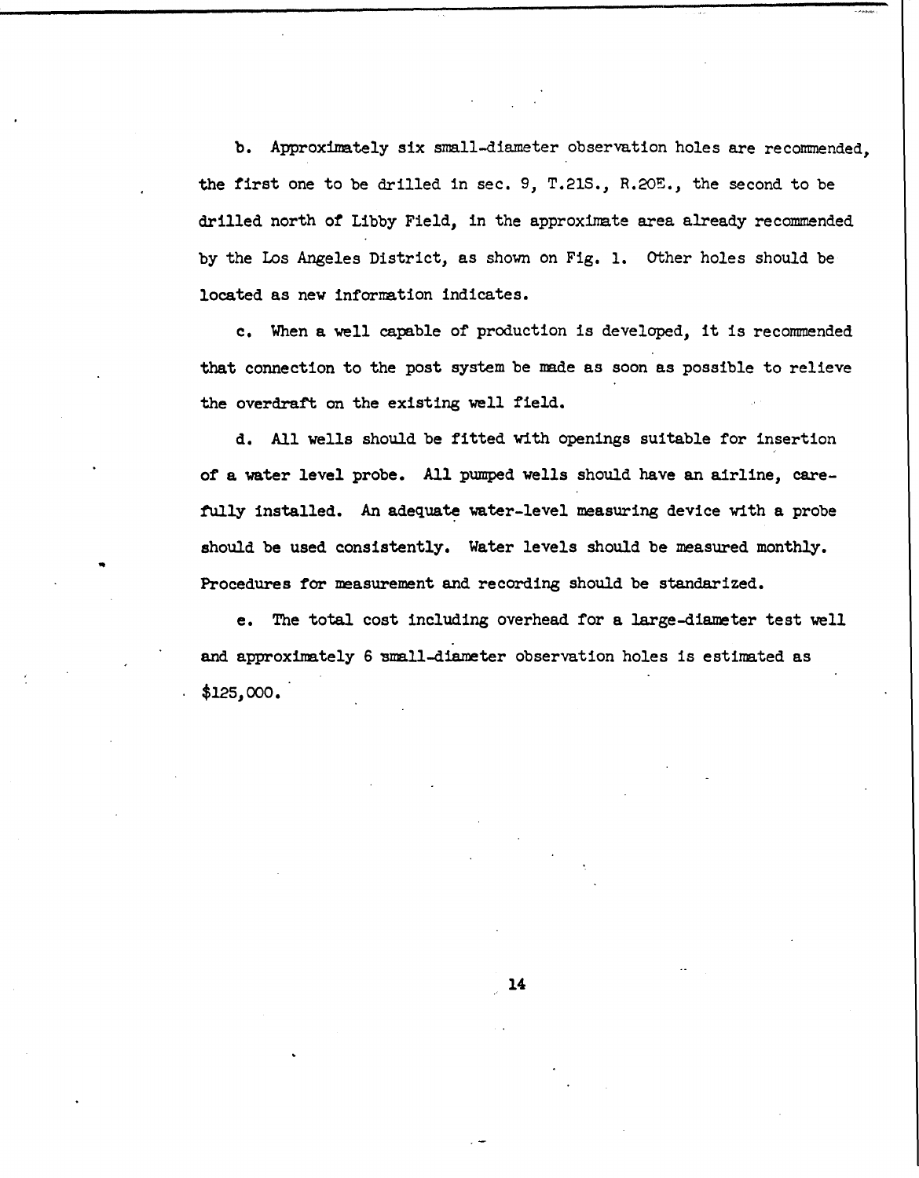b. Approximately six small-diameter observation holes are recommended, the first one to be drilled in sec. 9, T.21S., R.20E., the second to be drilled north of Libby Field, in the approximate area already recommended by the Los Angeles District, as shown on Fig. 1. Other holes should be located as new information indicates.

c. When a well capable of production is developed, it is recommended that connection to the post system be made as soon as possible to relieve the overdraft on the existing well field.

d. All wells should be fitted with openings suitable for insertion of a water level probe. All pumped wells should have an airline, carefully installed. An adequate water-level measuring device with a probe should be used consistently. Water levels should be measured monthly. Procedures for measurement and recording should be standarized.

e. The total cost including overhead for a large-diameter test well and approximately 6 small-diameter observation holes is estimated as $125,000.